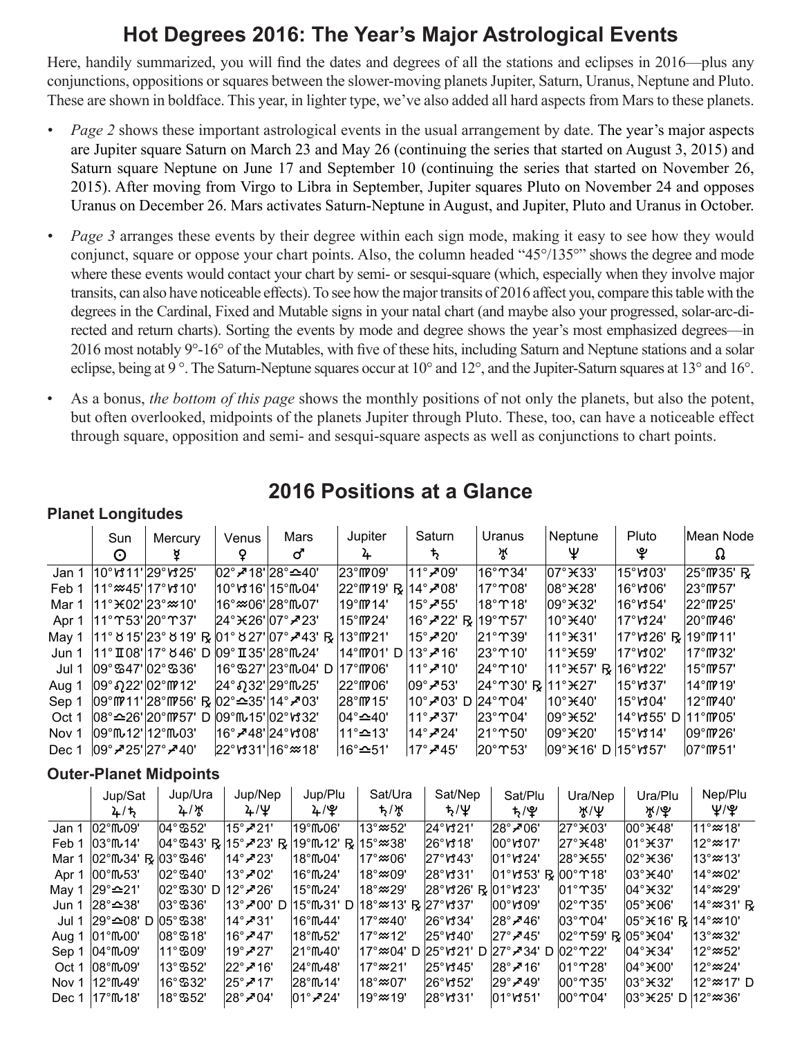# Hot Degrees 2016: The Year's Major Astrological Events

Here, handily summarized, you will find the dates and degrees of all the stations and eclipses in 2016—plus any conjunctions, oppositions or squares between the slower-moving planets Jupiter, Saturn, Uranus, Neptune and Pluto. These are shown in boldface. This year, in lighter type, we've also added all hard aspects from Mars to these planets.

- *Page 2* shows these important astrological events in the usual arrangement by date. The year's major aspects are Jupiter square Saturn on March 23 and May 26 (continuing the series that started on August 3, 2015) and Saturn square Neptune on June 17 and September 10 (continuing the series that started on November 26, 2015). After moving from Virgo to Libra in September, Jupiter squares Pluto on November 24 and opposes Uranus on December 26. Mars activates Saturn-Neptune in August, and Jupiter, Pluto and Uranus in October.
- *Page 3* arranges these events by their degree within each sign mode, making it easy to see how they would conjunct, square or oppose your chart points. Also, the column headed "45°/135°" shows the degree and mode where these events would contact your chart by semi- or sesqui-square (which, especially when they involve major transits, can also have noticeable effects). To see how the major transits of 2016 affect you, compare this table with the degrees in the Cardinal, Fixed and Mutable signs in your natal chart (and maybe also your progressed, solar-arc-directed and return charts). Sorting the events by mode and degree shows the year's most emphasized degrees—in 2016 most notably 9°-16° of the Mutables, with five of these hits, including Saturn and Neptune stations and a solar eclipse, being at 9 °. The Saturn-Neptune squares occur at 10° and 12°, and the Jupiter-Saturn squares at 13° and 16°.
- As a bonus, *the bottom of this page* shows the monthly positions of not only the planets, but also the potent, but often overlooked, midpoints of the planets Jupiter through Pluto. These, too, can have a noticeable effect through square, opposition and semi- and sesqui-square aspects as well as conjunctions to chart points.

## 2016 Positions at a Glance

### Planet Longitudes

| | Sun ☉ | Mercury ☿ | Venus ♀ | Mars ♂ | Jupiter ♃ | Saturn ♄ | Uranus ♅ | Neptune ♆ | Pluto ♇ | Mean Node ☊ |
|---|---|---|---|---|---|---|---|---|---|---|
| Jan 1 | 10°♑11' | 29°♑25' | 02°♐18' | 28°♎40' | 23°♍09' | 11°♐09' | 16°♈34' | 07°♓33' | 15°♑03' | 25°♍35' ℞ |
| Feb 1 | 11°♒45' | 17°♑10' | 10°♑16' | 15°♏04' | 22°♍19' ℞ | 14°♐08' | 17°♈08' | 08°♓28' | 16°♑06' | 23°♍57' |
| Mar 1 | 11°♓02' | 23°♒10' | 16°♒06' | 28°♏07' | 19°♍14' | 15°♐55' | 18°♈18' | 09°♓32' | 16°♑54' | 22°♍25' |
| Apr 1 | 11°♈53' | 20°♈37' | 24°♓26' | 07°♐23' | 15°♍24' | 16°♐22' ℞ | 19°♈57' | 10°♓40' | 17°♑24' | 20°♍46' |
| May 1 | 11°♉15' | 23°♉19' ℞ | 01°♉27' | 07°♐43' ℞ | 13°♍21' | 15°♐20' | 21°♈39' | 11°♓31' | 17°♑26' ℞ | 19°♍11' |
| Jun 1 | 11°♊08' | 17°♉46' D | 09°♊35' | 28°♏24' | 14°♍01' D | 13°♐16' | 23°♈10' | 11°♓59' | 17°♑02' | 17°♍32' |
| Jul 1 | 09°♋47' | 02°♋36' | 16°♋27' | 23°♏04' D | 17°♍06' | 11°♐10' | 24°♈10' | 11°♓57' ℞ | 16°♑22' | 15°♍57' |
| Aug 1 | 09°♌22' | 02°♍12' | 24°♌32' | 29°♏25' | 22°♍06' | 09°♐53' | 24°♈30' ℞ | 11°♓27' | 15°♑37' | 14°♍19' |
| Sep 1 | 09°♍11' | 28°♍56' ℞ | 02°♎35' | 14°♐03' | 28°♍15' | 10°♐03' D | 24°♈04' | 10°♓40' | 15°♑04' | 12°♍40' |
| Oct 1 | 08°♎26' | 20°♍57' D | 09°♏15' | 02°♑32' | 04°♎40' | 11°♐37' | 23°♈04' | 09°♓52' | 14°♑55' D | 11°♍05' |
| Nov 1 | 09°♏12' | 12°♏03' | 16°♐48' | 24°♑08' | 11°♎13' | 14°♐24' | 21°♈50' | 09°♓20' | 15°♑14' | 09°♍26' |
| Dec 1 | 09°♐25' | 27°♐40' | 22°♑31' | 16°♒18' | 16°♎51' | 17°♐45' | 20°♈53' | 09°♓16' D | 15°♑57' | 07°♍51' |

### Outer-Planet Midpoints

| | Jup/Sat ♃/♄ | Jup/Ura ♃/♅ | Jup/Nep ♃/♆ | Jup/Plu ♃/♇ | Sat/Ura ♄/♅ | Sat/Nep ♄/♆ | Sat/Plu ♄/♇ | Ura/Nep ♅/♆ | Ura/Plu ♅/♇ | Nep/Plu ♆/♇ |
|---|---|---|---|---|---|---|---|---|---|---|
| Jan 1 | 02°♏09' | 04°♋52' | 15°♐21' | 19°♏06' | 13°♒52' | 24°♑21' | 28°♐06' | 27°♓03' | 00°♓48' | 11°♒18' |
| Feb 1 | 03°♏14' | 04°♋43' ℞ | 15°♐23' ℞ | 19°♏12' ℞ | 15°♒38' | 26°♑18' | 00°♑07' | 27°♓48' | 01°♓37' | 12°♒17' |
| Mar 1 | 02°♏34' ℞ | 03°♋46' | 14°♐23' | 18°♏04' | 17°♒06' | 27°♑43' | 01°♑24' | 28°♓55' | 02°♓36' | 13°♒13' |
| Apr 1 | 00°♏53' | 02°♋40' | 13°♐02' | 16°♏24' | 18°♒09' | 28°♑31' | 01°♑53' ℞ | 00°♈18' | 03°♓40' | 14°♒02' |
| May 1 | 29°♎21' | 02°♋30' D | 12°♐26' | 15°♏24' | 18°♒29' | 28°♑26' ℞ | 01°♑23' | 01°♈35' | 04°♓32' | 14°♒29' |
| Jun 1 | 28°♎38' | 03°♋36' | 13°♐00' D | 15°♏31' D | 18°♒13' ℞ | 27°♑37' | 00°♑09' | 02°♈35' | 05°♓06' | 14°♒31' ℞ |
| Jul 1 | 29°♎08' D | 05°♋38' | 14°♐31' | 16°♏44' | 17°♒40' | 26°♑34' | 28°♐46' | 03°♈04' | 05°♓16' ℞ | 14°♒10' |
| Aug 1 | 01°♏00' | 08°♋18' | 16°♐47' | 18°♏52' | 17°♒12' | 25°♑40' | 27°♐45' | 02°♈59' ℞ | 05°♓04' | 13°♒32' |
| Sep 1 | 04°♏09' | 11°♋09' | 19°♐27' | 21°♏40' | 17°♒04' D | 25°♑21' D | 27°♐34' D | 02°♈22' | 04°♓34' | 12°♒52' |
| Oct 1 | 08°♏09' | 13°♋52' | 22°♐16' | 24°♏48' | 17°♒21' | 25°♑45' | 28°♐16' | 01°♈28' | 04°♓00' | 12°♒24' |
| Nov 1 | 12°♏49' | 16°♋32' | 25°♐17' | 28°♏14' | 18°♒07' | 26°♑52' | 29°♐49' | 00°♈35' | 03°♓32' | 12°♒17' D |
| Dec 1 | 17°♏18' | 18°♋52' | 28°♐04' | 01°♐24' | 19°♒19' | 28°♑31' | 01°♑51' | 00°♈04' | 03°♓25' D | 12°♒36' |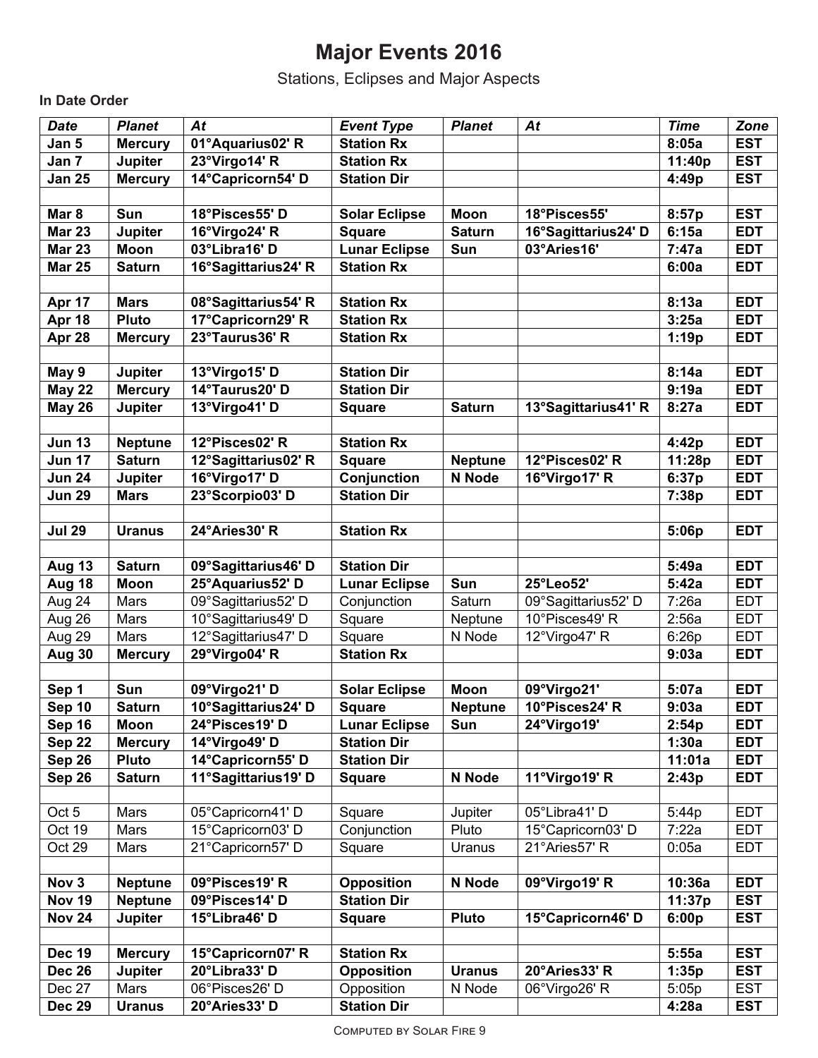# Major Events 2016

Stations, Eclipses and Major Aspects

**In Date Order**

| *Date* | *Planet* | *At* | *Event Type* | *Planet* | *At* | *Time* | *Zone* |
|---|---|---|---|---|---|---|---|
| **Jan 5** | **Mercury** | **01°Aquarius02' R** | **Station Rx** | | | **8:05a** | **EST** |
| **Jan 7** | **Jupiter** | **23°Virgo14' R** | **Station Rx** | | | **11:40p** | **EST** |
| **Jan 25** | **Mercury** | **14°Capricorn54' D** | **Station Dir** | | | **4:49p** | **EST** |
| | | | | | | | |
| **Mar 8** | **Sun** | **18°Pisces55' D** | **Solar Eclipse** | **Moon** | **18°Pisces55'** | **8:57p** | **EST** |
| **Mar 23** | **Jupiter** | **16°Virgo24' R** | **Square** | **Saturn** | **16°Sagittarius24' D** | **6:15a** | **EDT** |
| **Mar 23** | **Moon** | **03°Libra16' D** | **Lunar Eclipse** | **Sun** | **03°Aries16'** | **7:47a** | **EDT** |
| **Mar 25** | **Saturn** | **16°Sagittarius24' R** | **Station Rx** | | | **6:00a** | **EDT** |
| | | | | | | | |
| **Apr 17** | **Mars** | **08°Sagittarius54' R** | **Station Rx** | | | **8:13a** | **EDT** |
| **Apr 18** | **Pluto** | **17°Capricorn29' R** | **Station Rx** | | | **3:25a** | **EDT** |
| **Apr 28** | **Mercury** | **23°Taurus36' R** | **Station Rx** | | | **1:19p** | **EDT** |
| | | | | | | | |
| **May 9** | **Jupiter** | **13°Virgo15' D** | **Station Dir** | | | **8:14a** | **EDT** |
| **May 22** | **Mercury** | **14°Taurus20' D** | **Station Dir** | | | **9:19a** | **EDT** |
| **May 26** | **Jupiter** | **13°Virgo41' D** | **Square** | **Saturn** | **13°Sagittarius41' R** | **8:27a** | **EDT** |
| | | | | | | | |
| **Jun 13** | **Neptune** | **12°Pisces02' R** | **Station Rx** | | | **4:42p** | **EDT** |
| **Jun 17** | **Saturn** | **12°Sagittarius02' R** | **Square** | **Neptune** | **12°Pisces02' R** | **11:28p** | **EDT** |
| **Jun 24** | **Jupiter** | **16°Virgo17' D** | **Conjunction** | **N Node** | **16°Virgo17' R** | **6:37p** | **EDT** |
| **Jun 29** | **Mars** | **23°Scorpio03' D** | **Station Dir** | | | **7:38p** | **EDT** |
| | | | | | | | |
| **Jul 29** | **Uranus** | **24°Aries30' R** | **Station Rx** | | | **5:06p** | **EDT** |
| | | | | | | | |
| **Aug 13** | **Saturn** | **09°Sagittarius46' D** | **Station Dir** | | | **5:49a** | **EDT** |
| **Aug 18** | **Moon** | **25°Aquarius52' D** | **Lunar Eclipse** | **Sun** | **25°Leo52'** | **5:42a** | **EDT** |
| Aug 24 | Mars | 09°Sagittarius52' D | Conjunction | Saturn | 09°Sagittarius52' D | 7:26a | EDT |
| Aug 26 | Mars | 10°Sagittarius49' D | Square | Neptune | 10°Pisces49' R | 2:56a | EDT |
| Aug 29 | Mars | 12°Sagittarius47' D | Square | N Node | 12°Virgo47' R | 6:26p | EDT |
| **Aug 30** | **Mercury** | **29°Virgo04' R** | **Station Rx** | | | **9:03a** | **EDT** |
| | | | | | | | |
| **Sep 1** | **Sun** | **09°Virgo21' D** | **Solar Eclipse** | **Moon** | **09°Virgo21'** | **5:07a** | **EDT** |
| **Sep 10** | **Saturn** | **10°Sagittarius24' D** | **Square** | **Neptune** | **10°Pisces24' R** | **9:03a** | **EDT** |
| **Sep 16** | **Moon** | **24°Pisces19' D** | **Lunar Eclipse** | **Sun** | **24°Virgo19'** | **2:54p** | **EDT** |
| **Sep 22** | **Mercury** | **14°Virgo49' D** | **Station Dir** | | | **1:30a** | **EDT** |
| **Sep 26** | **Pluto** | **14°Capricorn55' D** | **Station Dir** | | | **11:01a** | **EDT** |
| **Sep 26** | **Saturn** | **11°Sagittarius19' D** | **Square** | **N Node** | **11°Virgo19' R** | **2:43p** | **EDT** |
| | | | | | | | |
| Oct 5 | Mars | 05°Capricorn41' D | Square | Jupiter | 05°Libra41' D | 5:44p | EDT |
| Oct 19 | Mars | 15°Capricorn03' D | Conjunction | Pluto | 15°Capricorn03' D | 7:22a | EDT |
| Oct 29 | Mars | 21°Capricorn57' D | Square | Uranus | 21°Aries57' R | 0:05a | EDT |
| | | | | | | | |
| **Nov 3** | **Neptune** | **09°Pisces19' R** | **Opposition** | **N Node** | **09°Virgo19' R** | **10:36a** | **EDT** |
| **Nov 19** | **Neptune** | **09°Pisces14' D** | **Station Dir** | | | **11:37p** | **EST** |
| **Nov 24** | **Jupiter** | **15°Libra46' D** | **Square** | **Pluto** | **15°Capricorn46' D** | **6:00p** | **EST** |
| | | | | | | | |
| **Dec 19** | **Mercury** | **15°Capricorn07' R** | **Station Rx** | | | **5:55a** | **EST** |
| **Dec 26** | **Jupiter** | **20°Libra33' D** | **Opposition** | **Uranus** | **20°Aries33' R** | **1:35p** | **EST** |
| Dec 27 | Mars | 06°Pisces26' D | Opposition | N Node | 06°Virgo26' R | 5:05p | EST |
| **Dec 29** | **Uranus** | **20°Aries33' D** | **Station Dir** | | | **4:28a** | **EST** |

Computed by Solar Fire 9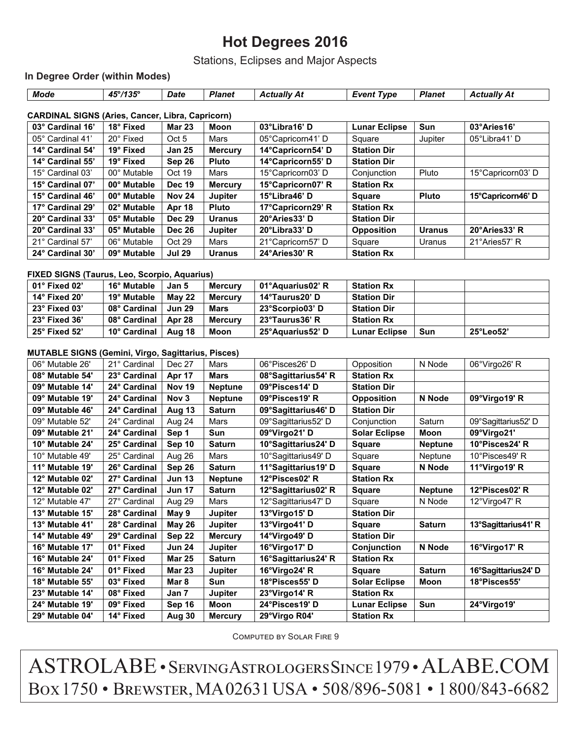# Hot Degrees 2016

Stations, Eclipses and Major Aspects

**In Degree Order (within Modes)**

| *Mode* | *45°/135°* | *Date* | *Planet* | *Actually At* | *Event Type* | *Planet* | *Actually At* |
|---|---|---|---|---|---|---|---|
| **CARDINAL SIGNS (Aries, Cancer, Libra, Capricorn)** | | | | | | | |
| **03° Cardinal 16'** | **18° Fixed** | **Mar 23** | **Moon** | **03°Libra16' D** | **Lunar Eclipse** | **Sun** | **03°Aries16'** |
| 05° Cardinal 41' | 20° Fixed | Oct 5 | Mars | 05°Capricorn41' D | Square | Jupiter | 05°Libra41' D |
| **14° Cardinal 54'** | **19° Fixed** | **Jan 25** | **Mercury** | **14°Capricorn54' D** | **Station Dir** | | |
| **14° Cardinal 55'** | **19° Fixed** | **Sep 26** | **Pluto** | **14°Capricorn55' D** | **Station Dir** | | |
| 15° Cardinal 03' | 00° Mutable | Oct 19 | Mars | 15°Capricorn03' D | Conjunction | Pluto | 15°Capricorn03' D |
| **15° Cardinal 07'** | **00° Mutable** | **Dec 19** | **Mercury** | **15°Capricorn07' R** | **Station Rx** | | |
| **15° Cardinal 46'** | **00° Mutable** | **Nov 24** | **Jupiter** | **15°Libra46' D** | **Square** | **Pluto** | **15°Capricorn46' D** |
| **17° Cardinal 29'** | **02° Mutable** | **Apr 18** | **Pluto** | **17°Capricorn29' R** | **Station Rx** | | |
| **20° Cardinal 33'** | **05° Mutable** | **Dec 29** | **Uranus** | **20°Aries33' D** | **Station Dir** | | |
| **20° Cardinal 33'** | **05° Mutable** | **Dec 26** | **Jupiter** | **20°Libra33' D** | **Opposition** | **Uranus** | **20°Aries33' R** |
| 21° Cardinal 57' | 06° Mutable | Oct 29 | Mars | 21°Capricorn57' D | Square | Uranus | 21°Aries57' R |
| **24° Cardinal 30'** | **09° Mutable** | **Jul 29** | **Uranus** | **24°Aries30' R** | **Station Rx** | | |
| **FIXED SIGNS (Taurus, Leo, Scorpio, Aquarius)** | | | | | | | |
| **01° Fixed 02'** | **16° Mutable** | **Jan 5** | **Mercury** | **01°Aquarius02' R** | **Station Rx** | | |
| **14° Fixed 20'** | **19° Mutable** | **May 22** | **Mercury** | **14°Taurus20' D** | **Station Dir** | | |
| **23° Fixed 03'** | **08° Cardinal** | **Jun 29** | **Mars** | **23°Scorpio03' D** | **Station Dir** | | |
| **23° Fixed 36'** | **08° Cardinal** | **Apr 28** | **Mercury** | **23°Taurus36' R** | **Station Rx** | | |
| **25° Fixed 52'** | **10° Cardinal** | **Aug 18** | **Moon** | **25°Aquarius52' D** | **Lunar Eclipse** | **Sun** | **25°Leo52'** |
| **MUTABLE SIGNS (Gemini, Virgo, Sagittarius, Pisces)** | | | | | | | |
| 06° Mutable 26' | 21° Cardinal | Dec 27 | Mars | 06°Pisces26' D | Opposition | N Node | 06°Virgo26' R |
| **08° Mutable 54'** | **23° Cardinal** | **Apr 17** | **Mars** | **08°Sagittarius54' R** | **Station Rx** | | |
| **09° Mutable 14'** | **24° Cardinal** | **Nov 19** | **Neptune** | **09°Pisces14' D** | **Station Dir** | | |
| **09° Mutable 19'** | **24° Cardinal** | **Nov 3** | **Neptune** | **09°Pisces19' R** | **Opposition** | **N Node** | **09°Virgo19' R** |
| **09° Mutable 46'** | **24° Cardinal** | **Aug 13** | **Saturn** | **09°Sagittarius46' D** | **Station Dir** | | |
| 09° Mutable 52' | 24° Cardinal | Aug 24 | Mars | 09°Sagittarius52' D | Conjunction | Saturn | 09°Sagittarius52' D |
| **09° Mutable 21'** | **24° Cardinal** | **Sep 1** | **Sun** | **09°Virgo21' D** | **Solar Eclipse** | **Moon** | **09°Virgo21'** |
| **10° Mutable 24'** | **25° Cardinal** | **Sep 10** | **Saturn** | **10°Sagittarius24' D** | **Square** | **Neptune** | **10°Pisces24' R** |
| 10° Mutable 49' | 25° Cardinal | Aug 26 | Mars | 10°Sagittarius49' D | Square | Neptune | 10°Pisces49' R |
| **11° Mutable 19'** | **26° Cardinal** | **Sep 26** | **Saturn** | **11°Sagittarius19' D** | **Square** | **N Node** | **11°Virgo19' R** |
| **12° Mutable 02'** | **27° Cardinal** | **Jun 13** | **Neptune** | **12°Pisces02' R** | **Station Rx** | | |
| **12° Mutable 02'** | **27° Cardinal** | **Jun 17** | **Saturn** | **12°Sagittarius02' R** | **Square** | **Neptune** | **12°Pisces02' R** |
| 12° Mutable 47' | 27° Cardinal | Aug 29 | Mars | 12°Sagittarius47' D | Square | N Node | 12°Virgo47' R |
| **13° Mutable 15'** | **28° Cardinal** | **May 9** | **Jupiter** | **13°Virgo15' D** | **Station Dir** | | |
| **13° Mutable 41'** | **28° Cardinal** | **May 26** | **Jupiter** | **13°Virgo41' D** | **Square** | **Saturn** | **13°Sagittarius41' R** |
| **14° Mutable 49'** | **29° Cardinal** | **Sep 22** | **Mercury** | **14°Virgo49' D** | **Station Dir** | | |
| **16° Mutable 17'** | **01° Fixed** | **Jun 24** | **Jupiter** | **16°Virgo17' D** | **Conjunction** | **N Node** | **16°Virgo17' R** |
| **16° Mutable 24'** | **01° Fixed** | **Mar 25** | **Saturn** | **16°Sagittarius24' R** | **Station Rx** | | |
| **16° Mutable 24'** | **01° Fixed** | **Mar 23** | **Jupiter** | **16°Virgo24' R** | **Square** | **Saturn** | **16°Sagittarius24' D** |
| **18° Mutable 55'** | **03° Fixed** | **Mar 8** | **Sun** | **18°Pisces55' D** | **Solar Eclipse** | **Moon** | **18°Pisces55'** |
| **23° Mutable 14'** | **08° Fixed** | **Jan 7** | **Jupiter** | **23°Virgo14' R** | **Station Rx** | | |
| **24° Mutable 19'** | **09° Fixed** | **Sep 16** | **Moon** | **24°Pisces19' D** | **Lunar Eclipse** | **Sun** | **24°Virgo19'** |
| **29° Mutable 04'** | **14° Fixed** | **Aug 30** | **Mercury** | **29°Virgo R04'** | **Station Rx** | | |

COMPUTED BY SOLAR FIRE 9

ASTROLABE • SERVING ASTROLOGERS SINCE 1979 • ALABE.COM
BOX 1750 • BREWSTER, MA 02631 USA • 508/896-5081 • 1 800/843-6682